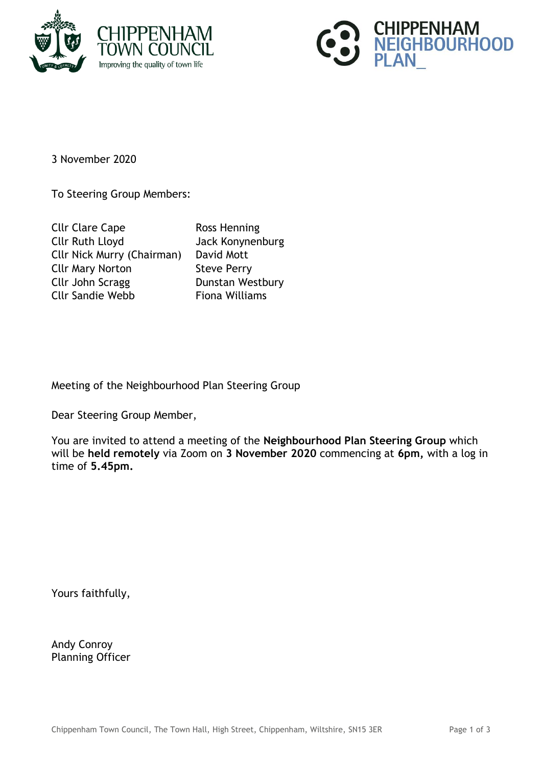CHIPPENHAM TOWN COUNCIL
Improving the quality of town life

CHIPPENHAM NEIGHBOURHOOD PLAN_

3 November 2020

To Steering Group Members:

| | |
|---|---|
| Cllr Clare Cape | Ross Henning |
| Cllr Ruth Lloyd | Jack Konynenburg |
| Cllr Nick Murry (Chairman) | David Mott |
| Cllr Mary Norton | Steve Perry |
| Cllr John Scragg | Dunstan Westbury |
| Cllr Sandie Webb | Fiona Williams |

Meeting of the Neighbourhood Plan Steering Group

Dear Steering Group Member,

You are invited to attend a meeting of the **Neighbourhood Plan Steering Group** which will be **held remotely** via Zoom on **3 November 2020** commencing at **6pm,** with a log in time of **5.45pm.**

Yours faithfully,

Andy Conroy
Planning Officer

Chippenham Town Council, The Town Hall, High Street, Chippenham, Wiltshire, SN15 3ER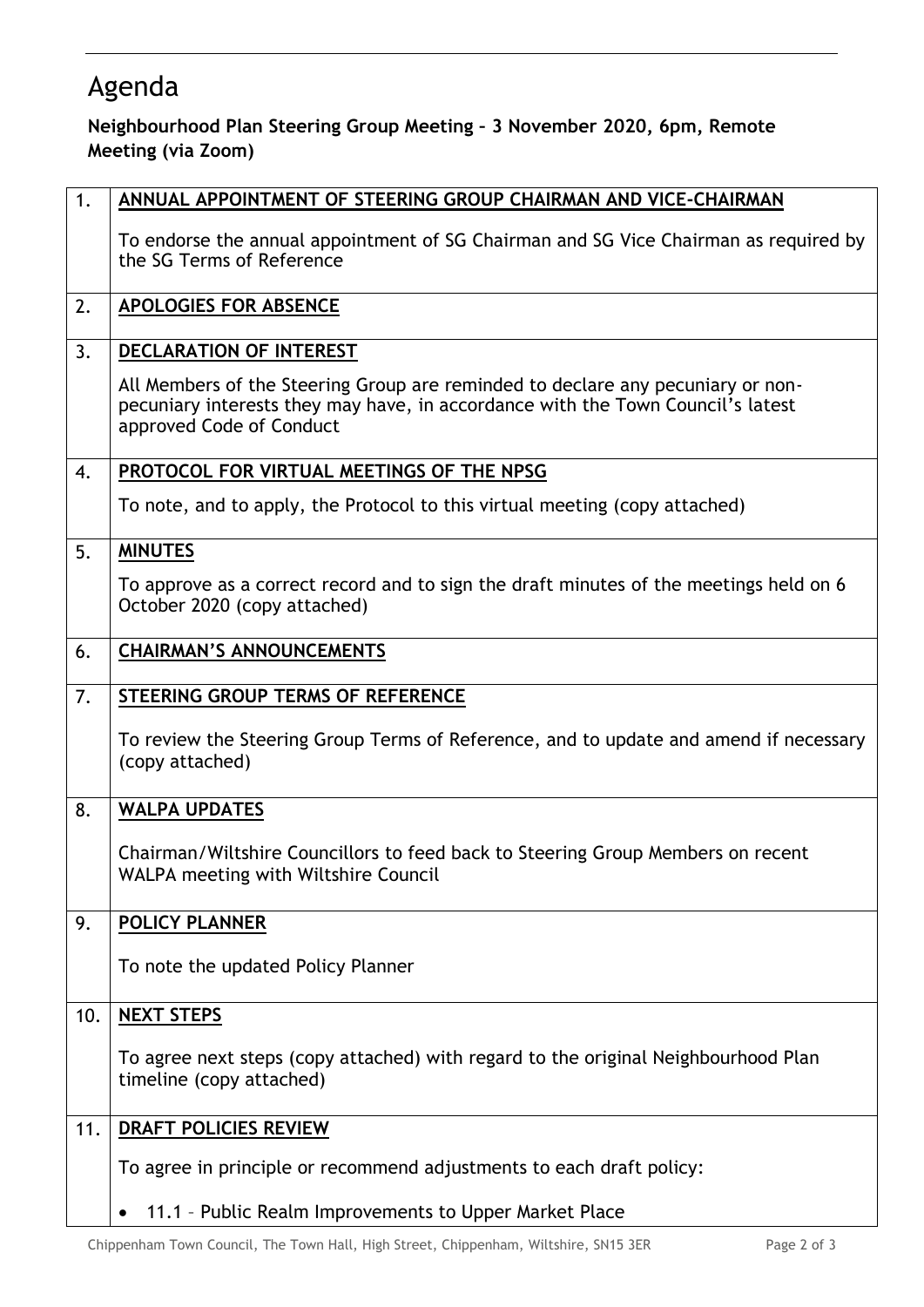# Agenda

**Neighbourhood Plan Steering Group Meeting – 3 November 2020, 6pm, Remote Meeting (via Zoom)**

| | |
|---|---|
| 1. | **ANNUAL APPOINTMENT OF STEERING GROUP CHAIRMAN AND VICE-CHAIRMAN**<br><br>To endorse the annual appointment of SG Chairman and SG Vice Chairman as required by the SG Terms of Reference |
| 2. | **APOLOGIES FOR ABSENCE** |
| 3. | **DECLARATION OF INTEREST**<br><br>All Members of the Steering Group are reminded to declare any pecuniary or non-pecuniary interests they may have, in accordance with the Town Council's latest approved Code of Conduct |
| 4. | **PROTOCOL FOR VIRTUAL MEETINGS OF THE NPSG**<br><br>To note, and to apply, the Protocol to this virtual meeting (copy attached) |
| 5. | **MINUTES**<br><br>To approve as a correct record and to sign the draft minutes of the meetings held on 6 October 2020 (copy attached) |
| 6. | **CHAIRMAN'S ANNOUNCEMENTS** |
| 7. | **STEERING GROUP TERMS OF REFERENCE**<br><br>To review the Steering Group Terms of Reference, and to update and amend if necessary (copy attached) |
| 8. | **WALPA UPDATES**<br><br>Chairman/Wiltshire Councillors to feed back to Steering Group Members on recent WALPA meeting with Wiltshire Council |
| 9. | **POLICY PLANNER**<br><br>To note the updated Policy Planner |
| 10. | **NEXT STEPS**<br><br>To agree next steps (copy attached) with regard to the original Neighbourhood Plan timeline (copy attached) |
| 11. | **DRAFT POLICIES REVIEW**<br><br>To agree in principle or recommend adjustments to each draft policy:<br><br>• 11.1 – Public Realm Improvements to Upper Market Place |

Chippenham Town Council, The Town Hall, High Street, Chippenham, Wiltshire, SN15 3ER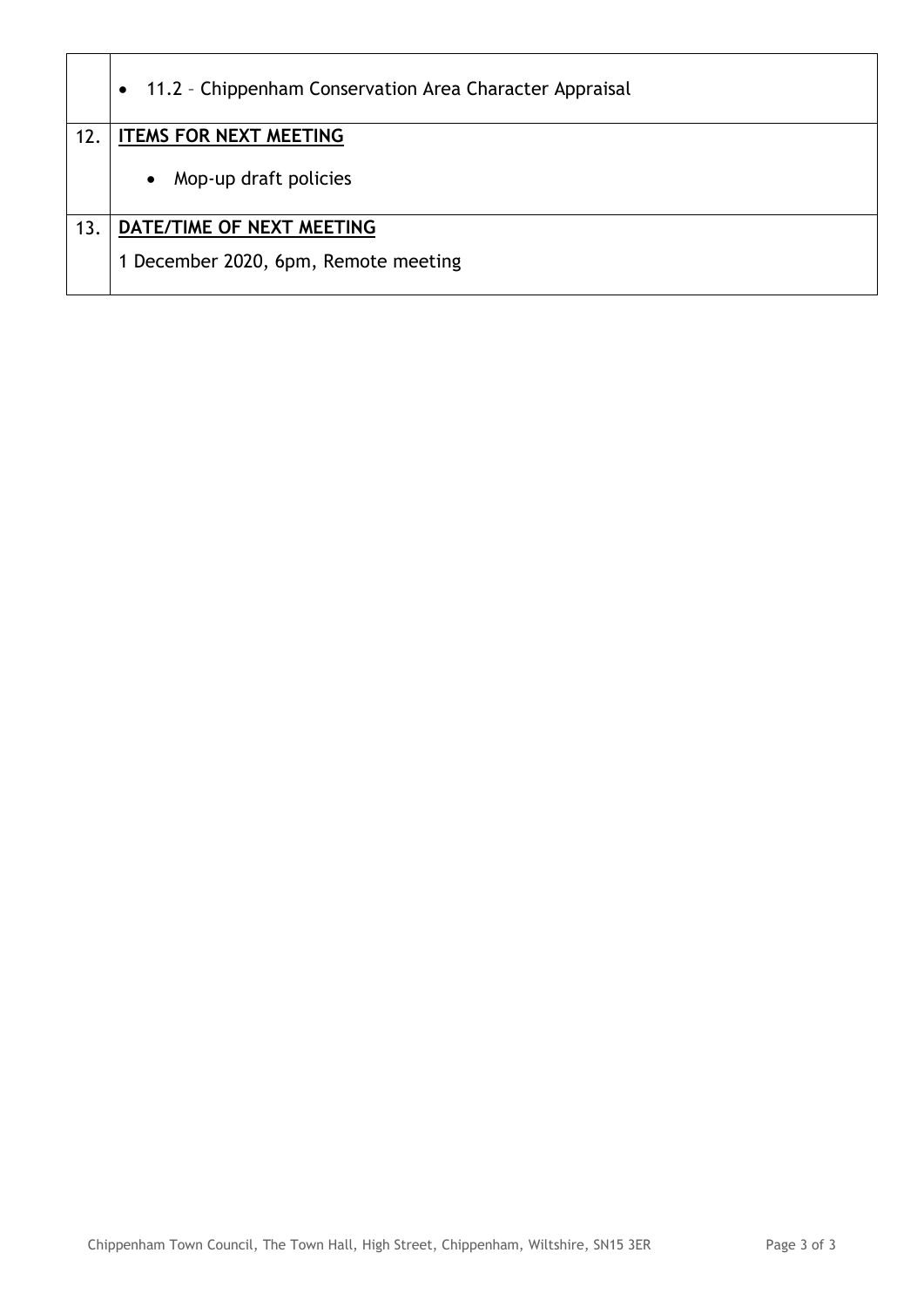| | |
|---|---|
| | • 11.2 – Chippenham Conservation Area Character Appraisal |
| 12. | **ITEMS FOR NEXT MEETING**<br><br>• Mop-up draft policies |
| 13. | **DATE/TIME OF NEXT MEETING**<br><br>1 December 2020, 6pm, Remote meeting |